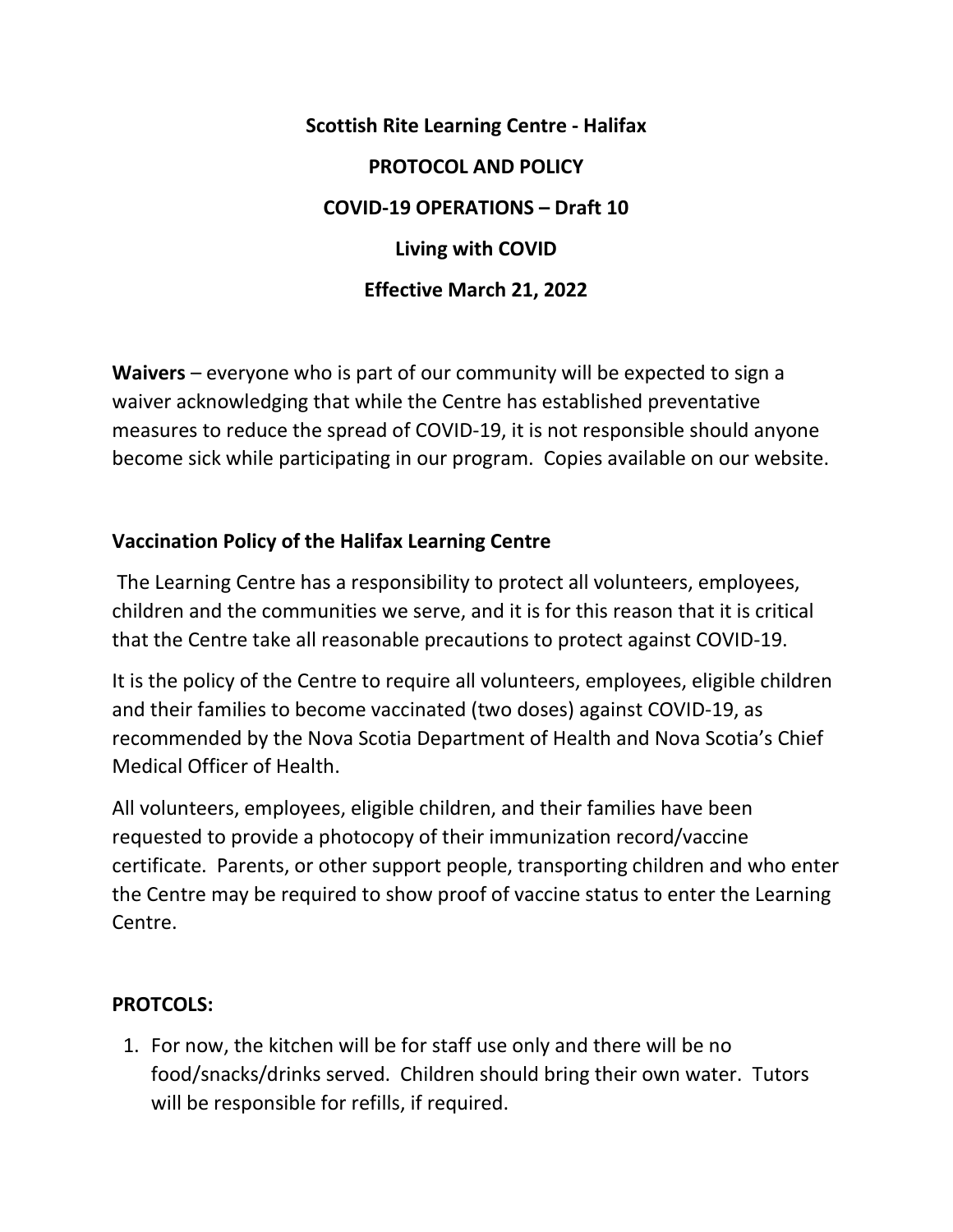# Scottish Rite Learning Centre - Halifax

## PROTOCOL AND POLICY

## COVID-19 OPERATIONS – Draft 10

## Living with COVID

## Effective March 21, 2022

**Waivers** – everyone who is part of our community will be expected to sign a waiver acknowledging that while the Centre has established preventative measures to reduce the spread of COVID-19, it is not responsible should anyone become sick while participating in our program. Copies available on our website.

**Vaccination Policy of the Halifax Learning Centre**

The Learning Centre has a responsibility to protect all volunteers, employees, children and the communities we serve, and it is for this reason that it is critical that the Centre take all reasonable precautions to protect against COVID-19.

It is the policy of the Centre to require all volunteers, employees, eligible children and their families to become vaccinated (two doses) against COVID-19, as recommended by the Nova Scotia Department of Health and Nova Scotia's Chief Medical Officer of Health.

All volunteers, employees, eligible children, and their families have been requested to provide a photocopy of their immunization record/vaccine certificate. Parents, or other support people, transporting children and who enter the Centre may be required to show proof of vaccine status to enter the Learning Centre.

**PROTCOLS:**

1. For now, the kitchen will be for staff use only and there will be no food/snacks/drinks served. Children should bring their own water. Tutors will be responsible for refills, if required.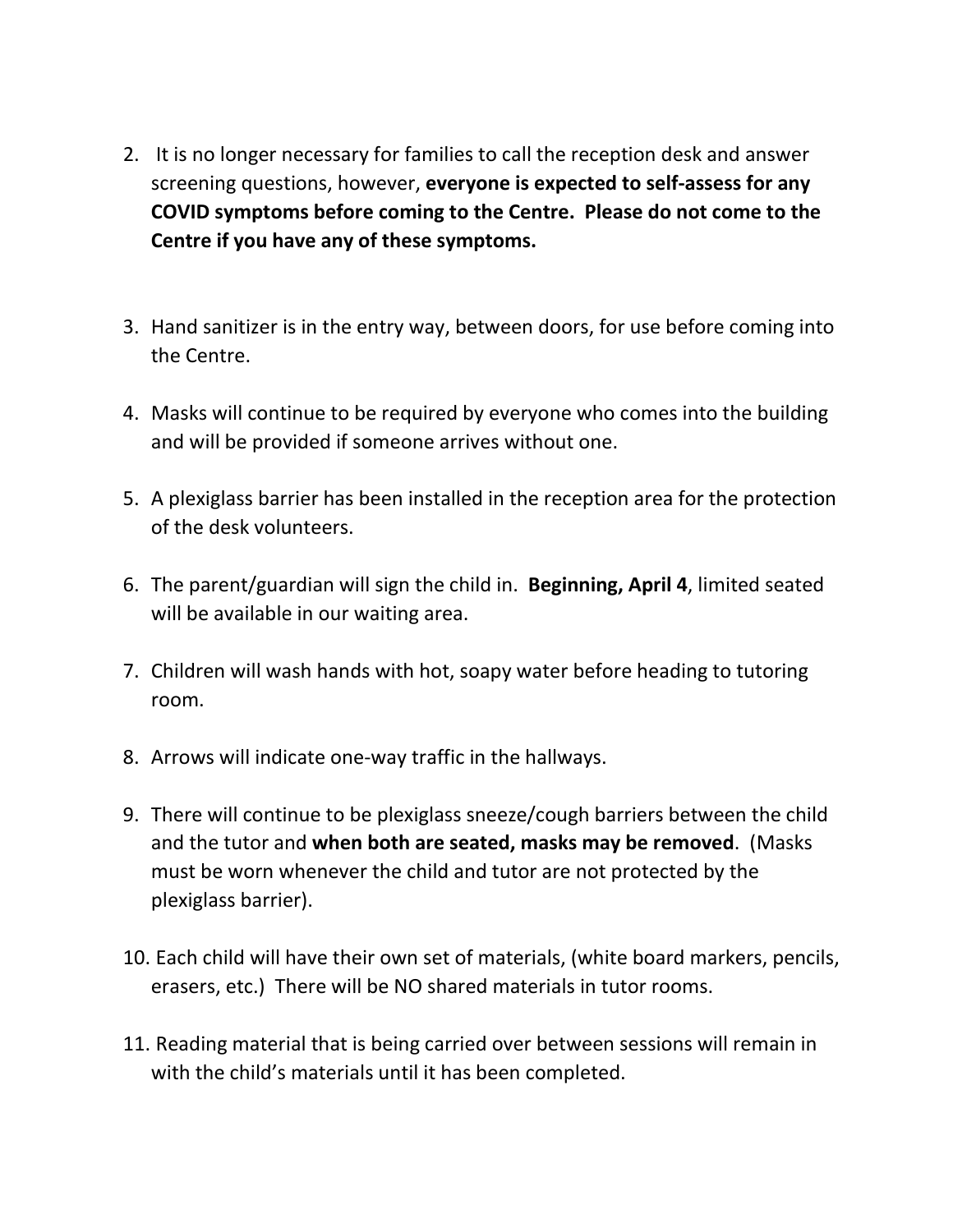2. It is no longer necessary for families to call the reception desk and answer screening questions, however, **everyone is expected to self-assess for any COVID symptoms before coming to the Centre. Please do not come to the Centre if you have any of these symptoms.**

3. Hand sanitizer is in the entry way, between doors, for use before coming into the Centre.

4. Masks will continue to be required by everyone who comes into the building and will be provided if someone arrives without one.

5. A plexiglass barrier has been installed in the reception area for the protection of the desk volunteers.

6. The parent/guardian will sign the child in. **Beginning, April 4**, limited seated will be available in our waiting area.

7. Children will wash hands with hot, soapy water before heading to tutoring room.

8. Arrows will indicate one-way traffic in the hallways.

9. There will continue to be plexiglass sneeze/cough barriers between the child and the tutor and **when both are seated, masks may be removed**. (Masks must be worn whenever the child and tutor are not protected by the plexiglass barrier).

10. Each child will have their own set of materials, (white board markers, pencils, erasers, etc.) There will be NO shared materials in tutor rooms.

11. Reading material that is being carried over between sessions will remain in with the child's materials until it has been completed.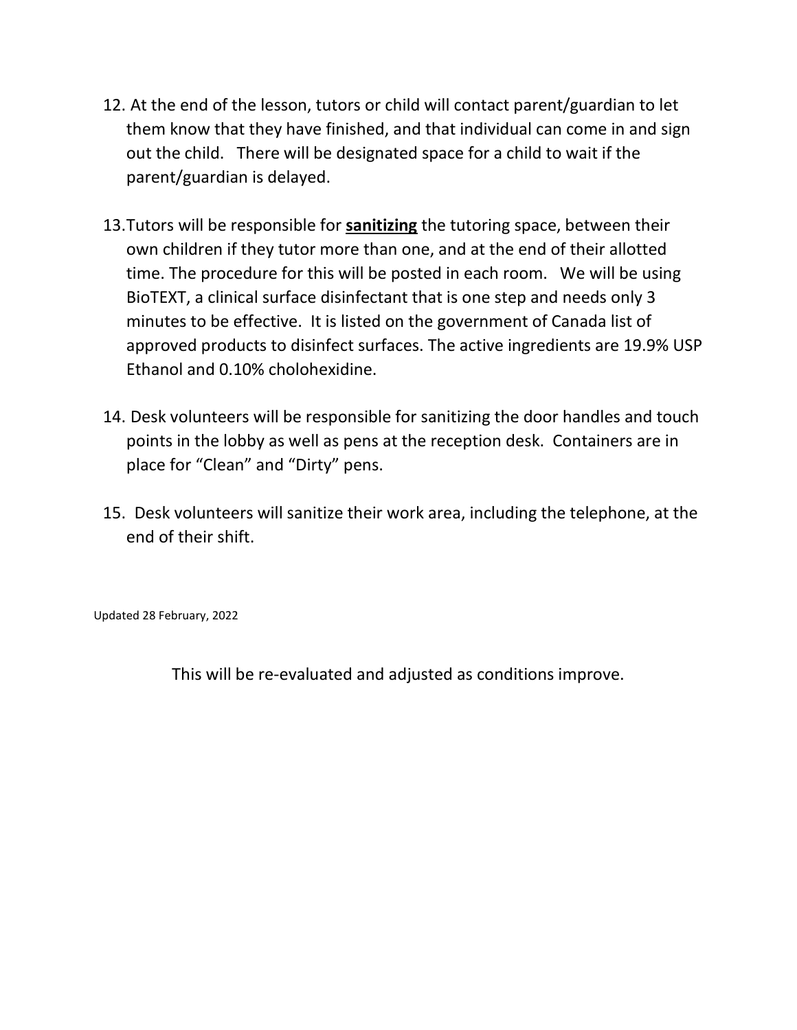12. At the end of the lesson, tutors or child will contact parent/guardian to let them know that they have finished, and that individual can come in and sign out the child. There will be designated space for a child to wait if the parent/guardian is delayed.

13. Tutors will be responsible for **sanitizing** the tutoring space, between their own children if they tutor more than one, and at the end of their allotted time. The procedure for this will be posted in each room. We will be using BioTEXT, a clinical surface disinfectant that is one step and needs only 3 minutes to be effective. It is listed on the government of Canada list of approved products to disinfect surfaces. The active ingredients are 19.9% USP Ethanol and 0.10% cholohexidine.

14. Desk volunteers will be responsible for sanitizing the door handles and touch points in the lobby as well as pens at the reception desk. Containers are in place for "Clean" and "Dirty" pens.

15. Desk volunteers will sanitize their work area, including the telephone, at the end of their shift.

Updated 28 February, 2022

This will be re-evaluated and adjusted as conditions improve.